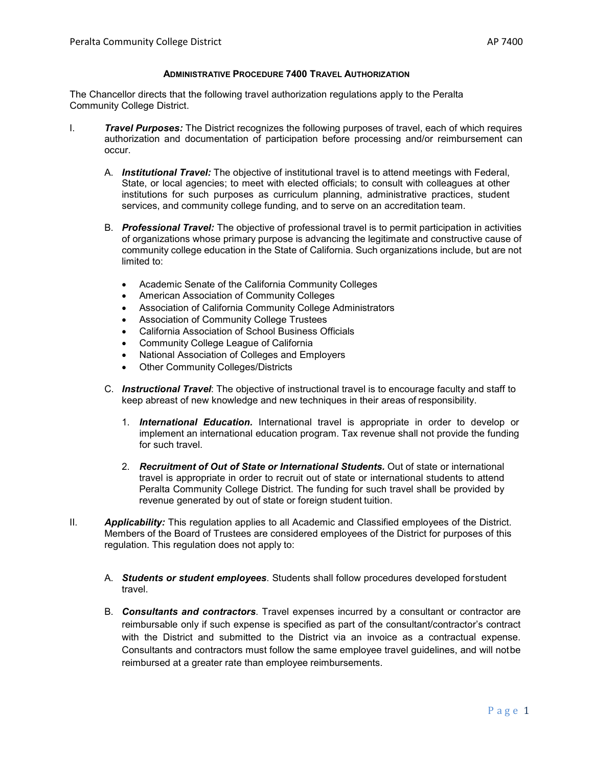# ADMINISTRATIVE PROCEDURE 7400 TRAVEL AUTHORIZATION

The Chancellor directs that the following travel authorization regulations apply to the Peralta Community College District.

I. ***Travel Purposes:*** The District recognizes the following purposes of travel, each of which requires authorization and documentation of participation before processing and/or reimbursement can occur.

   A. ***Institutional Travel:*** The objective of institutional travel is to attend meetings with Federal, State, or local agencies; to meet with elected officials; to consult with colleagues at other institutions for such purposes as curriculum planning, administrative practices, student services, and community college funding, and to serve on an accreditation team.

   B. ***Professional Travel:*** The objective of professional travel is to permit participation in activities of organizations whose primary purpose is advancing the legitimate and constructive cause of community college education in the State of California. Such organizations include, but are not limited to:

      - Academic Senate of the California Community Colleges
      - American Association of Community Colleges
      - Association of California Community College Administrators
      - Association of Community College Trustees
      - California Association of School Business Officials
      - Community College League of California
      - National Association of Colleges and Employers
      - Other Community Colleges/Districts

   C. ***Instructional Travel***: The objective of instructional travel is to encourage faculty and staff to keep abreast of new knowledge and new techniques in their areas of responsibility.

      1. ***International Education.*** International travel is appropriate in order to develop or implement an international education program. Tax revenue shall not provide the funding for such travel.

      2. ***Recruitment of Out of State or International Students.*** Out of state or international travel is appropriate in order to recruit out of state or international students to attend Peralta Community College District. The funding for such travel shall be provided by revenue generated by out of state or foreign student tuition.

II. ***Applicability:*** This regulation applies to all Academic and Classified employees of the District. Members of the Board of Trustees are considered employees of the District for purposes of this regulation. This regulation does not apply to:

   A. ***Students or student employees***. Students shall follow procedures developed for student travel.

   B. ***Consultants and contractors***. Travel expenses incurred by a consultant or contractor are reimbursable only if such expense is specified as part of the consultant/contractor's contract with the District and submitted to the District via an invoice as a contractual expense. Consultants and contractors must follow the same employee travel guidelines, and will not be reimbursed at a greater rate than employee reimbursements.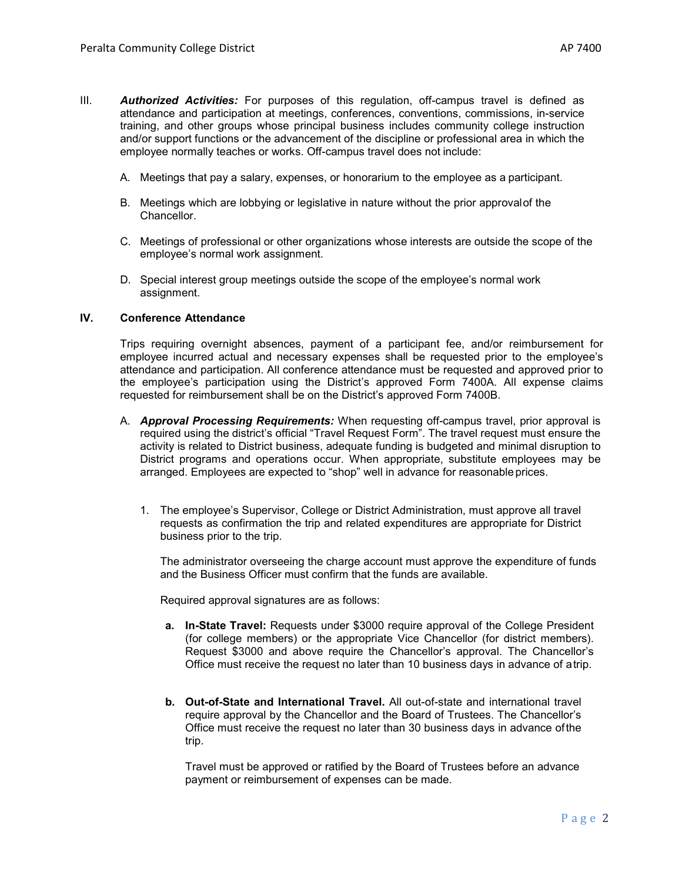III. ***Authorized Activities:*** For purposes of this regulation, off-campus travel is defined as attendance and participation at meetings, conferences, conventions, commissions, in-service training, and other groups whose principal business includes community college instruction and/or support functions or the advancement of the discipline or professional area in which the employee normally teaches or works. Off-campus travel does not include:

A. Meetings that pay a salary, expenses, or honorarium to the employee as a participant.

B. Meetings which are lobbying or legislative in nature without the prior approval of the Chancellor.

C. Meetings of professional or other organizations whose interests are outside the scope of the employee's normal work assignment.

D. Special interest group meetings outside the scope of the employee's normal work assignment.

## IV. Conference Attendance

Trips requiring overnight absences, payment of a participant fee, and/or reimbursement for employee incurred actual and necessary expenses shall be requested prior to the employee's attendance and participation. All conference attendance must be requested and approved prior to the employee's participation using the District's approved Form 7400A. All expense claims requested for reimbursement shall be on the District's approved Form 7400B.

A. ***Approval Processing Requirements:*** When requesting off-campus travel, prior approval is required using the district's official "Travel Request Form". The travel request must ensure the activity is related to District business, adequate funding is budgeted and minimal disruption to District programs and operations occur. When appropriate, substitute employees may be arranged. Employees are expected to "shop" well in advance for reasonable prices.

1. The employee's Supervisor, College or District Administration, must approve all travel requests as confirmation the trip and related expenditures are appropriate for District business prior to the trip.

   The administrator overseeing the charge account must approve the expenditure of funds and the Business Officer must confirm that the funds are available.

   Required approval signatures are as follows:

   **a. In-State Travel:** Requests under $3000 require approval of the College President (for college members) or the appropriate Vice Chancellor (for district members). Request $3000 and above require the Chancellor's approval. The Chancellor's Office must receive the request no later than 10 business days in advance of a trip.

   **b. Out-of-State and International Travel.** All out-of-state and international travel require approval by the Chancellor and the Board of Trustees. The Chancellor's Office must receive the request no later than 30 business days in advance of the trip.

   Travel must be approved or ratified by the Board of Trustees before an advance payment or reimbursement of expenses can be made.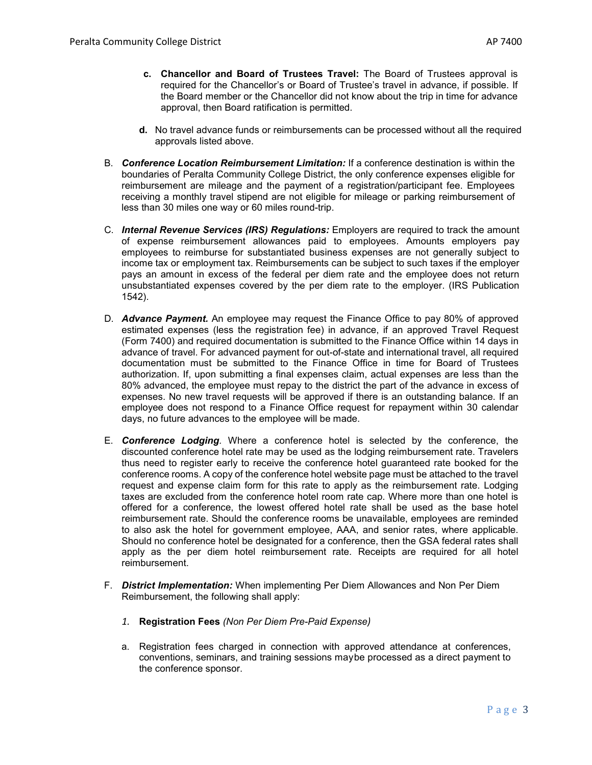c. **Chancellor and Board of Trustees Travel:** The Board of Trustees approval is required for the Chancellor's or Board of Trustee's travel in advance, if possible. If the Board member or the Chancellor did not know about the trip in time for advance approval, then Board ratification is permitted.

d. No travel advance funds or reimbursements can be processed without all the required approvals listed above.

B. ***Conference Location Reimbursement Limitation:*** If a conference destination is within the boundaries of Peralta Community College District, the only conference expenses eligible for reimbursement are mileage and the payment of a registration/participant fee. Employees receiving a monthly travel stipend are not eligible for mileage or parking reimbursement of less than 30 miles one way or 60 miles round-trip.

C. ***Internal Revenue Services (IRS) Regulations:*** Employers are required to track the amount of expense reimbursement allowances paid to employees. Amounts employers pay employees to reimburse for substantiated business expenses are not generally subject to income tax or employment tax. Reimbursements can be subject to such taxes if the employer pays an amount in excess of the federal per diem rate and the employee does not return unsubstantiated expenses covered by the per diem rate to the employer. (IRS Publication 1542).

D. ***Advance Payment.*** An employee may request the Finance Office to pay 80% of approved estimated expenses (less the registration fee) in advance, if an approved Travel Request (Form 7400) and required documentation is submitted to the Finance Office within 14 days in advance of travel. For advanced payment for out-of-state and international travel, all required documentation must be submitted to the Finance Office in time for Board of Trustees authorization. If, upon submitting a final expenses claim, actual expenses are less than the 80% advanced, the employee must repay to the district the part of the advance in excess of expenses. No new travel requests will be approved if there is an outstanding balance. If an employee does not respond to a Finance Office request for repayment within 30 calendar days, no future advances to the employee will be made.

E. ***Conference Lodging.*** Where a conference hotel is selected by the conference, the discounted conference hotel rate may be used as the lodging reimbursement rate. Travelers thus need to register early to receive the conference hotel guaranteed rate booked for the conference rooms. A copy of the conference hotel website page must be attached to the travel request and expense claim form for this rate to apply as the reimbursement rate. Lodging taxes are excluded from the conference hotel room rate cap. Where more than one hotel is offered for a conference, the lowest offered hotel rate shall be used as the base hotel reimbursement rate. Should the conference rooms be unavailable, employees are reminded to also ask the hotel for government employee, AAA, and senior rates, where applicable. Should no conference hotel be designated for a conference, then the GSA federal rates shall apply as the per diem hotel reimbursement rate. Receipts are required for all hotel reimbursement.

F. ***District Implementation:*** When implementing Per Diem Allowances and Non Per Diem Reimbursement, the following shall apply:

*1.* **Registration Fees** *(Non Per Diem Pre-Paid Expense)*

a. Registration fees charged in connection with approved attendance at conferences, conventions, seminars, and training sessions maybe processed as a direct payment to the conference sponsor.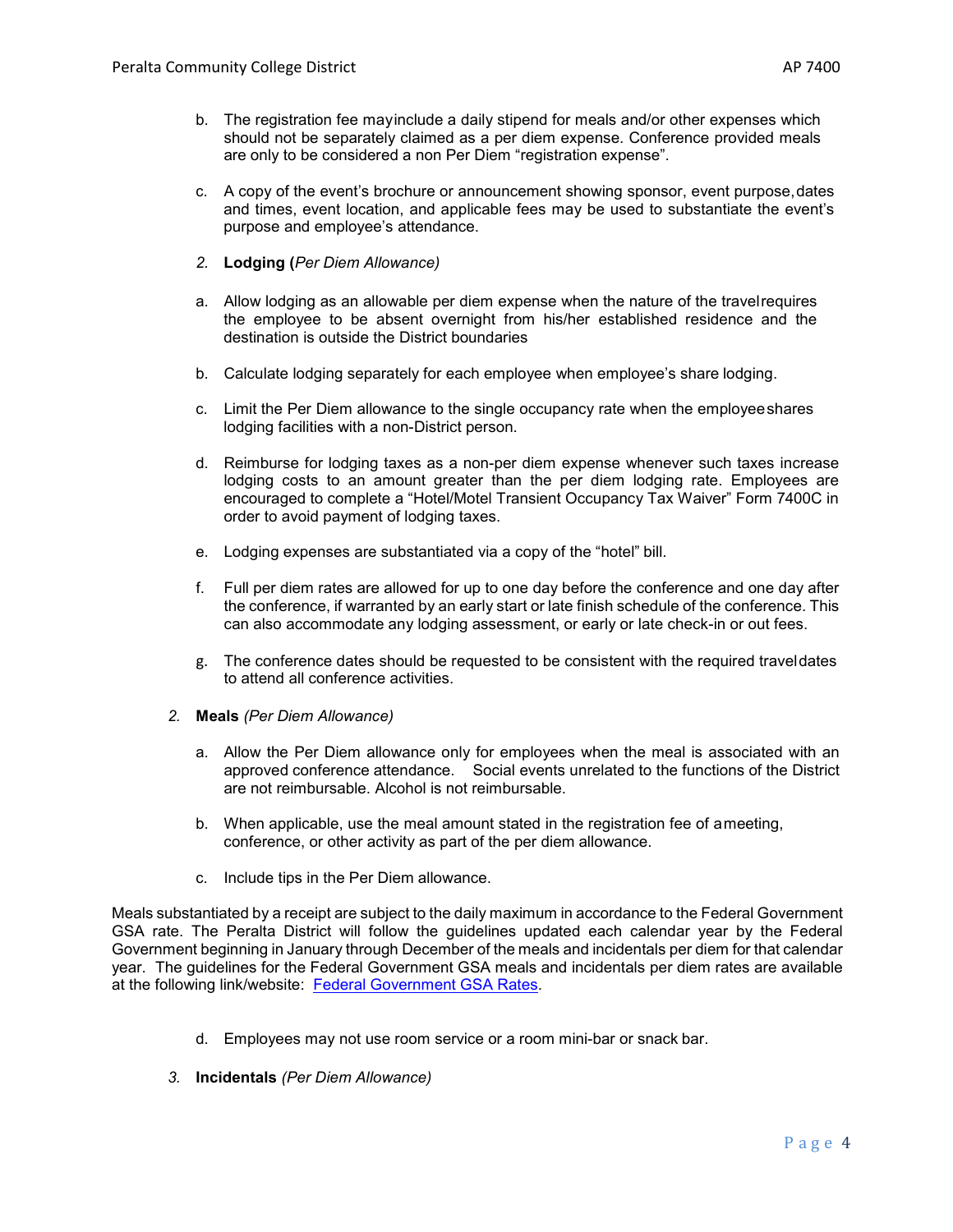b. The registration fee may include a daily stipend for meals and/or other expenses which should not be separately claimed as a per diem expense. Conference provided meals are only to be considered a non Per Diem "registration expense".

c. A copy of the event's brochure or announcement showing sponsor, event purpose, dates and times, event location, and applicable fees may be used to substantiate the event's purpose and employee's attendance.

*2.* **Lodging (***Per Diem Allowance)*

a. Allow lodging as an allowable per diem expense when the nature of the travel requires the employee to be absent overnight from his/her established residence and the destination is outside the District boundaries

b. Calculate lodging separately for each employee when employee's share lodging.

c. Limit the Per Diem allowance to the single occupancy rate when the employee shares lodging facilities with a non-District person.

d. Reimburse for lodging taxes as a non-per diem expense whenever such taxes increase lodging costs to an amount greater than the per diem lodging rate. Employees are encouraged to complete a "Hotel/Motel Transient Occupancy Tax Waiver" Form 7400C in order to avoid payment of lodging taxes.

e. Lodging expenses are substantiated via a copy of the "hotel" bill.

f. Full per diem rates are allowed for up to one day before the conference and one day after the conference, if warranted by an early start or late finish schedule of the conference. This can also accommodate any lodging assessment, or early or late check-in or out fees.

g. The conference dates should be requested to be consistent with the required travel dates to attend all conference activities.

*2.* **Meals** *(Per Diem Allowance)*

a. Allow the Per Diem allowance only for employees when the meal is associated with an approved conference attendance. Social events unrelated to the functions of the District are not reimbursable. Alcohol is not reimbursable.

b. When applicable, use the meal amount stated in the registration fee of a meeting, conference, or other activity as part of the per diem allowance.

c. Include tips in the Per Diem allowance.

Meals substantiated by a receipt are subject to the daily maximum in accordance to the Federal Government GSA rate. The Peralta District will follow the guidelines updated each calendar year by the Federal Government beginning in January through December of the meals and incidentals per diem for that calendar year. The guidelines for the Federal Government GSA meals and incidentals per diem rates are available at the following link/website: [Federal Government GSA Rates](Federal Government GSA Rates).

d. Employees may not use room service or a room mini-bar or snack bar.

*3.* **Incidentals** *(Per Diem Allowance)*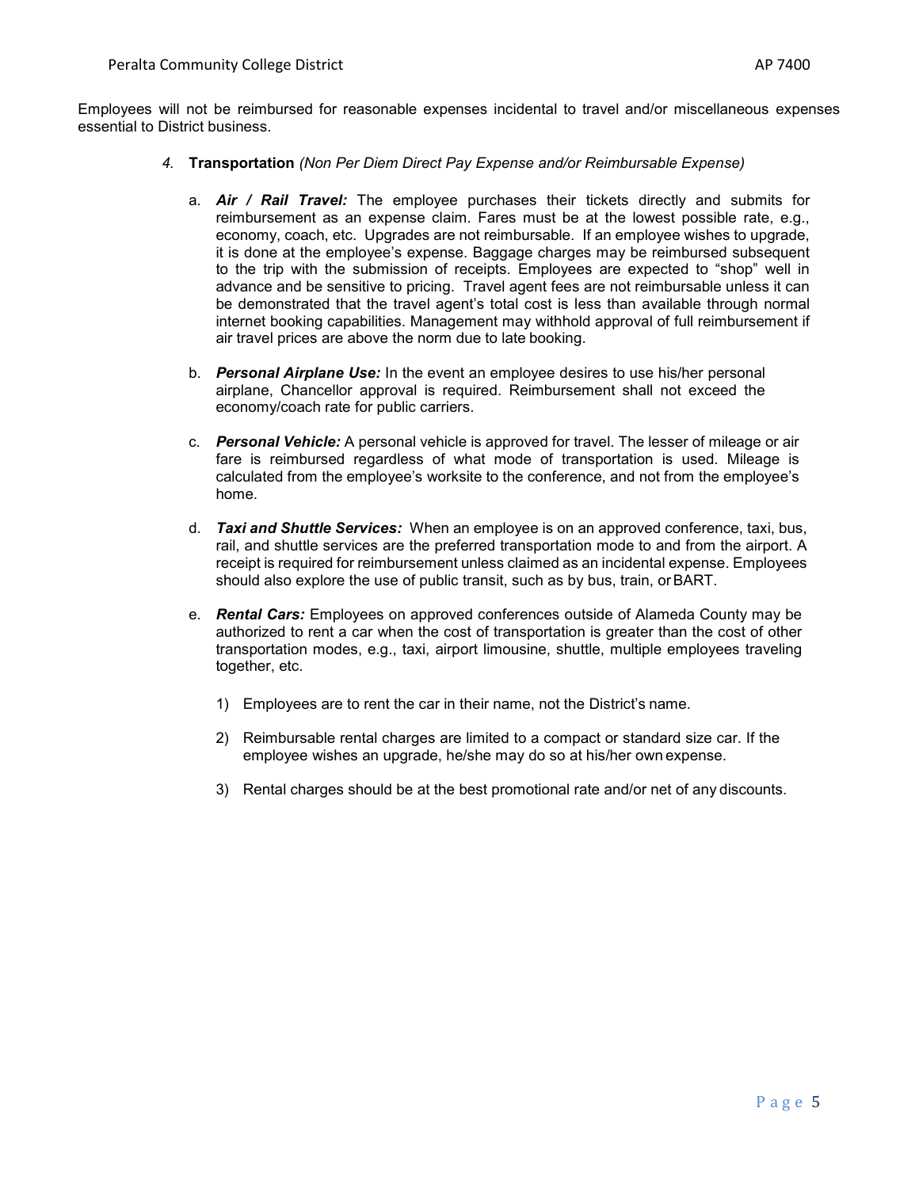Employees will not be reimbursed for reasonable expenses incidental to travel and/or miscellaneous expenses essential to District business.

4. **Transportation** *(Non Per Diem Direct Pay Expense and/or Reimbursable Expense)*

   a. ***Air / Rail Travel:*** The employee purchases their tickets directly and submits for reimbursement as an expense claim. Fares must be at the lowest possible rate, e.g., economy, coach, etc. Upgrades are not reimbursable. If an employee wishes to upgrade, it is done at the employee's expense. Baggage charges may be reimbursed subsequent to the trip with the submission of receipts. Employees are expected to "shop" well in advance and be sensitive to pricing. Travel agent fees are not reimbursable unless it can be demonstrated that the travel agent's total cost is less than available through normal internet booking capabilities. Management may withhold approval of full reimbursement if air travel prices are above the norm due to late booking.

   b. ***Personal Airplane Use:*** In the event an employee desires to use his/her personal airplane, Chancellor approval is required. Reimbursement shall not exceed the economy/coach rate for public carriers.

   c. ***Personal Vehicle:*** A personal vehicle is approved for travel. The lesser of mileage or air fare is reimbursed regardless of what mode of transportation is used. Mileage is calculated from the employee's worksite to the conference, and not from the employee's home.

   d. ***Taxi and Shuttle Services:*** When an employee is on an approved conference, taxi, bus, rail, and shuttle services are the preferred transportation mode to and from the airport. A receipt is required for reimbursement unless claimed as an incidental expense. Employees should also explore the use of public transit, such as by bus, train, or BART.

   e. ***Rental Cars:*** Employees on approved conferences outside of Alameda County may be authorized to rent a car when the cost of transportation is greater than the cost of other transportation modes, e.g., taxi, airport limousine, shuttle, multiple employees traveling together, etc.

      1) Employees are to rent the car in their name, not the District's name.

      2) Reimbursable rental charges are limited to a compact or standard size car. If the employee wishes an upgrade, he/she may do so at his/her own expense.

      3) Rental charges should be at the best promotional rate and/or net of any discounts.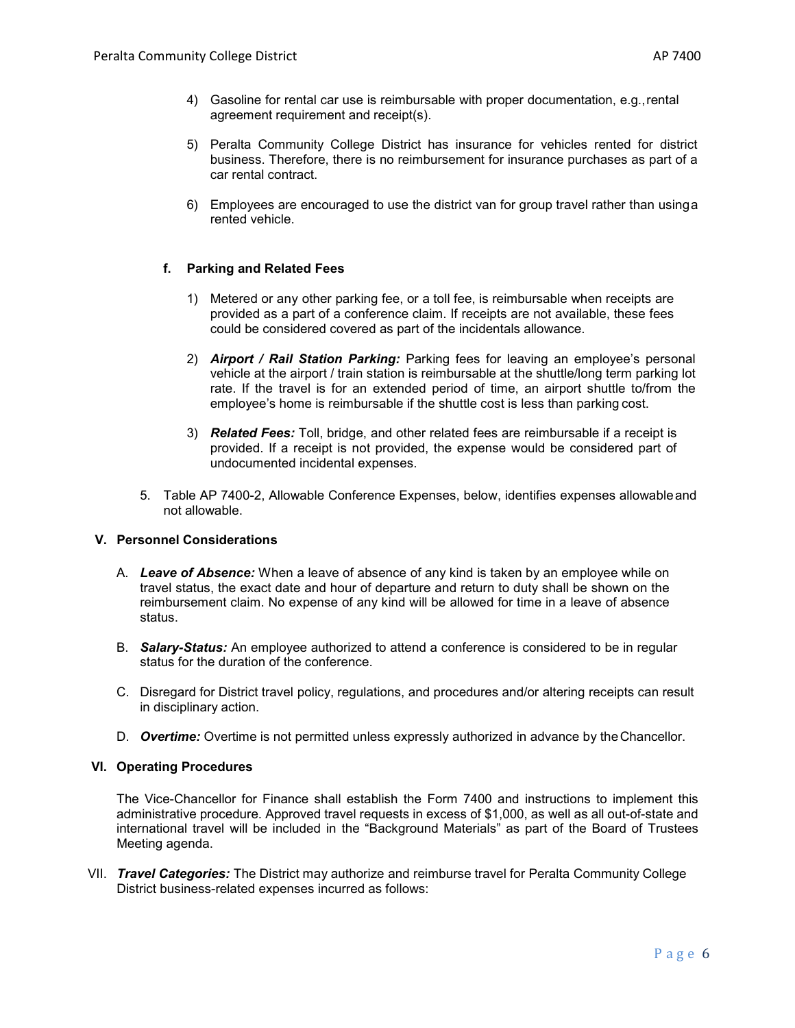4) Gasoline for rental car use is reimbursable with proper documentation, e.g., rental agreement requirement and receipt(s).

5) Peralta Community College District has insurance for vehicles rented for district business. Therefore, there is no reimbursement for insurance purchases as part of a car rental contract.

6) Employees are encouraged to use the district van for group travel rather than using a rented vehicle.

**f. Parking and Related Fees**

1) Metered or any other parking fee, or a toll fee, is reimbursable when receipts are provided as a part of a conference claim. If receipts are not available, these fees could be considered covered as part of the incidentals allowance.

2) ***Airport / Rail Station Parking:*** Parking fees for leaving an employee's personal vehicle at the airport / train station is reimbursable at the shuttle/long term parking lot rate. If the travel is for an extended period of time, an airport shuttle to/from the employee's home is reimbursable if the shuttle cost is less than parking cost.

3) ***Related Fees:*** Toll, bridge, and other related fees are reimbursable if a receipt is provided. If a receipt is not provided, the expense would be considered part of undocumented incidental expenses.

5. Table AP 7400-2, Allowable Conference Expenses, below, identifies expenses allowable and not allowable.

## V. Personnel Considerations

A. ***Leave of Absence:*** When a leave of absence of any kind is taken by an employee while on travel status, the exact date and hour of departure and return to duty shall be shown on the reimbursement claim. No expense of any kind will be allowed for time in a leave of absence status.

B. ***Salary-Status:*** An employee authorized to attend a conference is considered to be in regular status for the duration of the conference.

C. Disregard for District travel policy, regulations, and procedures and/or altering receipts can result in disciplinary action.

D. ***Overtime:*** Overtime is not permitted unless expressly authorized in advance by the Chancellor.

## VI. Operating Procedures

The Vice-Chancellor for Finance shall establish the Form 7400 and instructions to implement this administrative procedure. Approved travel requests in excess of $1,000, as well as all out-of-state and international travel will be included in the "Background Materials" as part of the Board of Trustees Meeting agenda.

VII. ***Travel Categories:*** The District may authorize and reimburse travel for Peralta Community College District business-related expenses incurred as follows: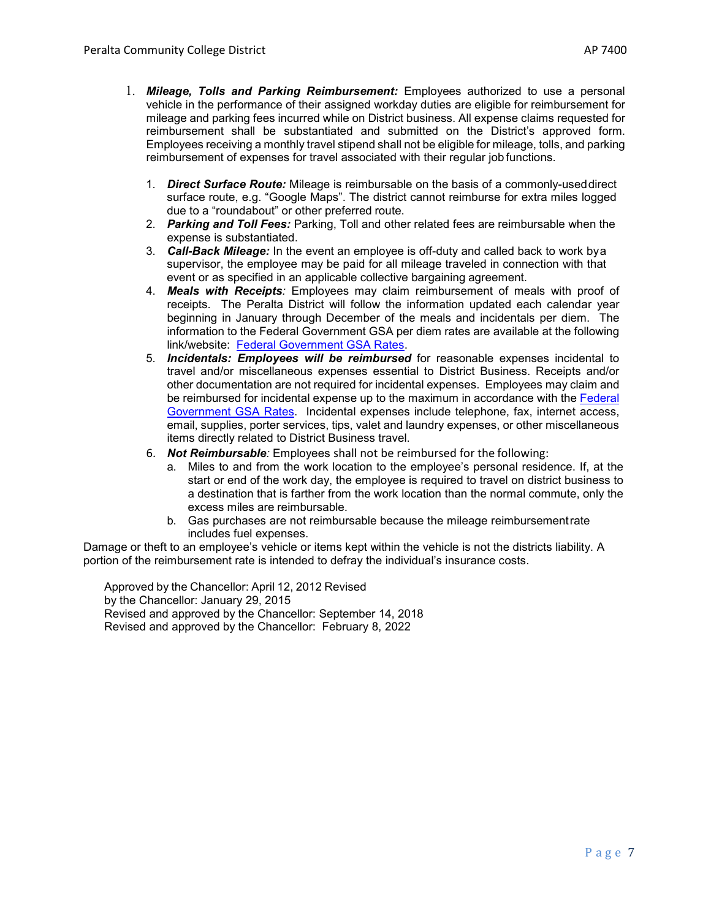1. ***Mileage, Tolls and Parking Reimbursement:*** Employees authorized to use a personal vehicle in the performance of their assigned workday duties are eligible for reimbursement for mileage and parking fees incurred while on District business. All expense claims requested for reimbursement shall be substantiated and submitted on the District's approved form. Employees receiving a monthly travel stipend shall not be eligible for mileage, tolls, and parking reimbursement of expenses for travel associated with their regular job functions.

   1. ***Direct Surface Route:*** Mileage is reimbursable on the basis of a commonly-used direct surface route, e.g. "Google Maps". The district cannot reimburse for extra miles logged due to a "roundabout" or other preferred route.
   2. ***Parking and Toll Fees:*** Parking, Toll and other related fees are reimbursable when the expense is substantiated.
   3. ***Call-Back Mileage:*** In the event an employee is off-duty and called back to work by a supervisor, the employee may be paid for all mileage traveled in connection with that event or as specified in an applicable collective bargaining agreement.
   4. ***Meals with Receipts**:* Employees may claim reimbursement of meals with proof of receipts. The Peralta District will follow the information updated each calendar year beginning in January through December of the meals and incidentals per diem. The information to the Federal Government GSA per diem rates are available at the following link/website: [Federal Government GSA Rates].
   5. ***Incidentals: Employees will be reimbursed*** for reasonable expenses incidental to travel and/or miscellaneous expenses essential to District Business. Receipts and/or other documentation are not required for incidental expenses. Employees may claim and be reimbursed for incidental expense up to the maximum in accordance with the [Federal Government GSA Rates]. Incidental expenses include telephone, fax, internet access, email, supplies, porter services, tips, valet and laundry expenses, or other miscellaneous items directly related to District Business travel.
   6. ***Not Reimbursable**:* Employees shall not be reimbursed for the following:
      a. Miles to and from the work location to the employee's personal residence. If, at the start or end of the work day, the employee is required to travel on district business to a destination that is farther from the work location than the normal commute, only the excess miles are reimbursable.
      b. Gas purchases are not reimbursable because the mileage reimbursement rate includes fuel expenses.

Damage or theft to an employee's vehicle or items kept within the vehicle is not the districts liability. A portion of the reimbursement rate is intended to defray the individual's insurance costs.

Approved by the Chancellor: April 12, 2012 Revised
by the Chancellor: January 29, 2015
Revised and approved by the Chancellor: September 14, 2018
Revised and approved by the Chancellor: February 8, 2022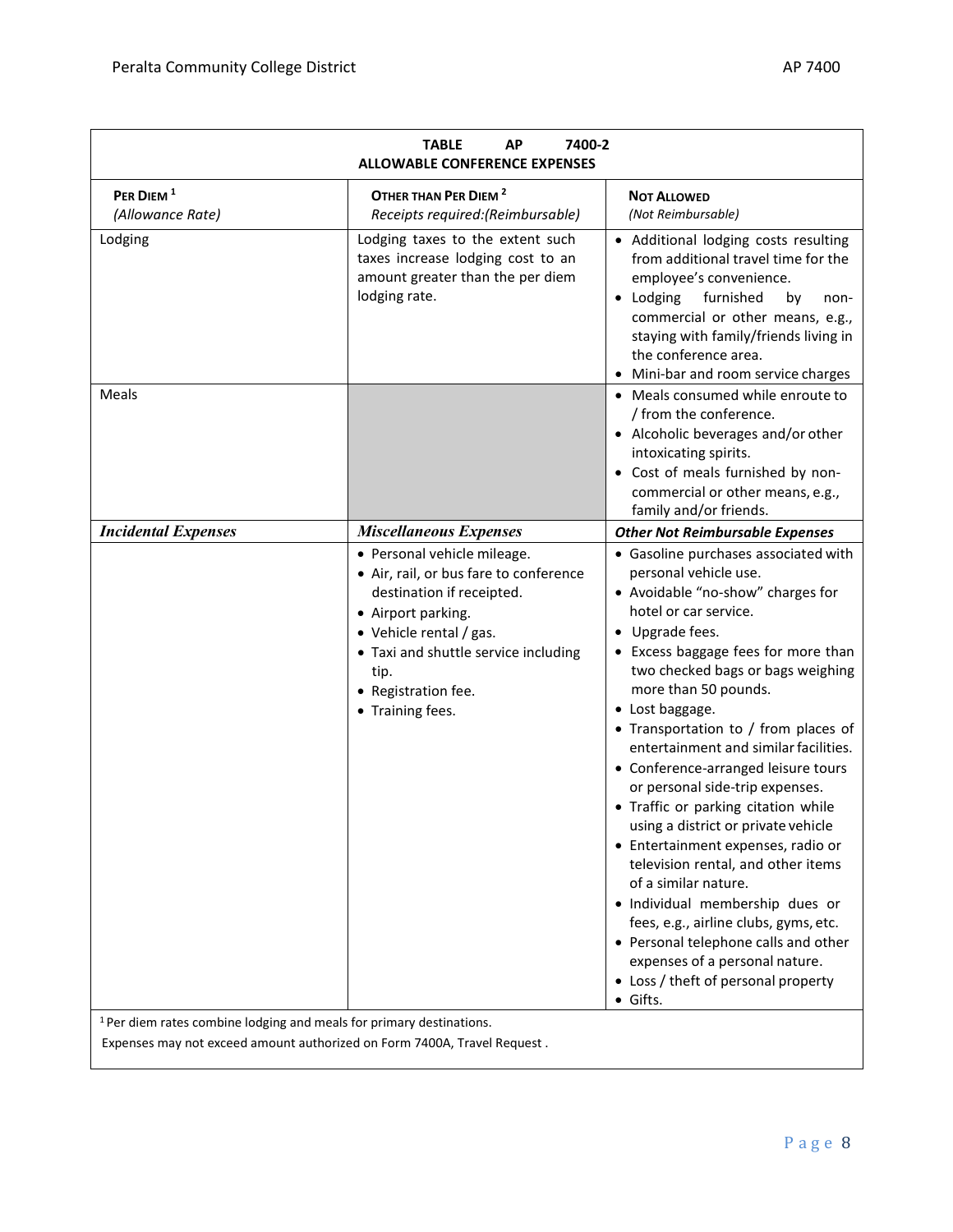| TABLE AP 7400-2<br>ALLOWABLE CONFERENCE EXPENSES | | |
|---|---|---|
| **PER DIEM** [1]<br>*(Allowance Rate)* | **OTHER THAN PER DIEM** [2]<br>*Receipts required:(Reimbursable)* | **NOT ALLOWED**<br>*(Not Reimbursable)* |
| Lodging | Lodging taxes to the extent such taxes increase lodging cost to an amount greater than the per diem lodging rate. | • Additional lodging costs resulting from additional travel time for the employee's convenience.<br>• Lodging furnished by non-commercial or other means, e.g., staying with family/friends living in the conference area.<br>• Mini-bar and room service charges |
| Meals | | • Meals consumed while enroute to / from the conference.<br>• Alcoholic beverages and/or other intoxicating spirits.<br>• Cost of meals furnished by non-commercial or other means, e.g., family and/or friends. |
| ***Incidental Expenses*** | ***Miscellaneous Expenses*** | ***Other Not Reimbursable Expenses*** |
| | • Personal vehicle mileage.<br>• Air, rail, or bus fare to conference destination if receipted.<br>• Airport parking.<br>• Vehicle rental / gas.<br>• Taxi and shuttle service including tip.<br>• Registration fee.<br>• Training fees. | • Gasoline purchases associated with personal vehicle use.<br>• Avoidable "no-show" charges for hotel or car service.<br>• Upgrade fees.<br>• Excess baggage fees for more than two checked bags or bags weighing more than 50 pounds.<br>• Lost baggage.<br>• Transportation to / from places of entertainment and similar facilities.<br>• Conference-arranged leisure tours or personal side-trip expenses.<br>• Traffic or parking citation while using a district or private vehicle<br>• Entertainment expenses, radio or television rental, and other items of a similar nature.<br>• Individual membership dues or fees, e.g., airline clubs, gyms, etc.<br>• Personal telephone calls and other expenses of a personal nature.<br>• Loss / theft of personal property<br>• Gifts. |

[1] Per diem rates combine lodging and meals for primary destinations.

Expenses may not exceed amount authorized on Form 7400A, Travel Request .